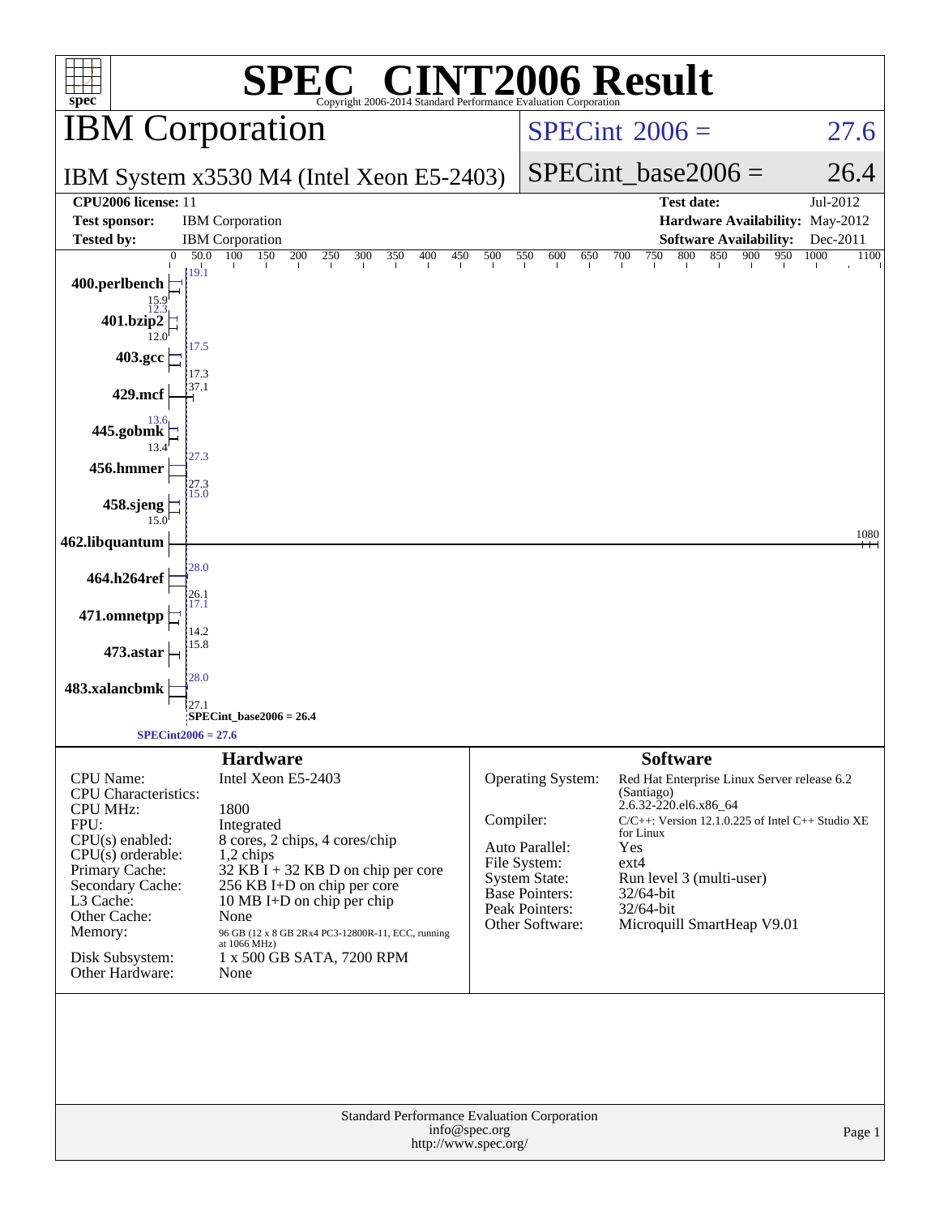# SPEC CINT2006 Result

Copyright 2006-2014 Standard Performance Evaluation Corporation

## IBM Corporation

**IBM System x3530 M4 (Intel Xeon E5-2403)**

SPECint 2006 = 27.6

SPECint_base2006 = 26.4

| | | | |
|---|---|---|---|
| **CPU2006 license:** | 11 | **Test date:** | Jul-2012 |
| **Test sponsor:** | IBM Corporation | **Hardware Availability:** | May-2012 |
| **Tested by:** | IBM Corporation | **Software Availability:** | Dec-2011 |

| Benchmark | Base | Peak |
|---|---|---|
| 400.perlbench | 15.9 | 19.1 |
| 401.bzip2 | 12.0 | 12.3 |
| 403.gcc | 17.3 | 17.5 |
| 429.mcf | 37.1 | |
| 445.gobmk | 13.4 | 13.6 |
| 456.hmmer | 27.3 | 27.3 |
| 458.sjeng | 15.0 | 15.0 |
| 462.libquantum | 1080 | |
| 464.h264ref | 26.1 | 28.0 |
| 471.omnetpp | 14.2 | 17.1 |
| 473.astar | 15.8 | |
| 483.xalancbmk | 27.1 | 28.0 |

SPECint_base2006 = 26.4

SPECint2006 = 27.6

### Hardware

| | |
|---|---|
| CPU Name: | Intel Xeon E5-2403 |
| CPU Characteristics: | |
| CPU MHz: | 1800 |
| FPU: | Integrated |
| CPU(s) enabled: | 8 cores, 2 chips, 4 cores/chip |
| CPU(s) orderable: | 1,2 chips |
| Primary Cache: | 32 KB I + 32 KB D on chip per core |
| Secondary Cache: | 256 KB I+D on chip per core |
| L3 Cache: | 10 MB I+D on chip per chip |
| Other Cache: | None |
| Memory: | 96 GB (12 x 8 GB 2Rx4 PC3-12800R-11, ECC, running at 1066 MHz) |
| Disk Subsystem: | 1 x 500 GB SATA, 7200 RPM |
| Other Hardware: | None |

### Software

| | |
|---|---|
| Operating System: | Red Hat Enterprise Linux Server release 6.2 (Santiago) 2.6.32-220.el6.x86_64 |
| Compiler: | C/C++: Version 12.1.0.225 of Intel C++ Studio XE for Linux |
| Auto Parallel: | Yes |
| File System: | ext4 |
| System State: | Run level 3 (multi-user) |
| Base Pointers: | 32/64-bit |
| Peak Pointers: | 32/64-bit |
| Other Software: | Microquill SmartHeap V9.01 |

Standard Performance Evaluation Corporation
info@spec.org
http://www.spec.org/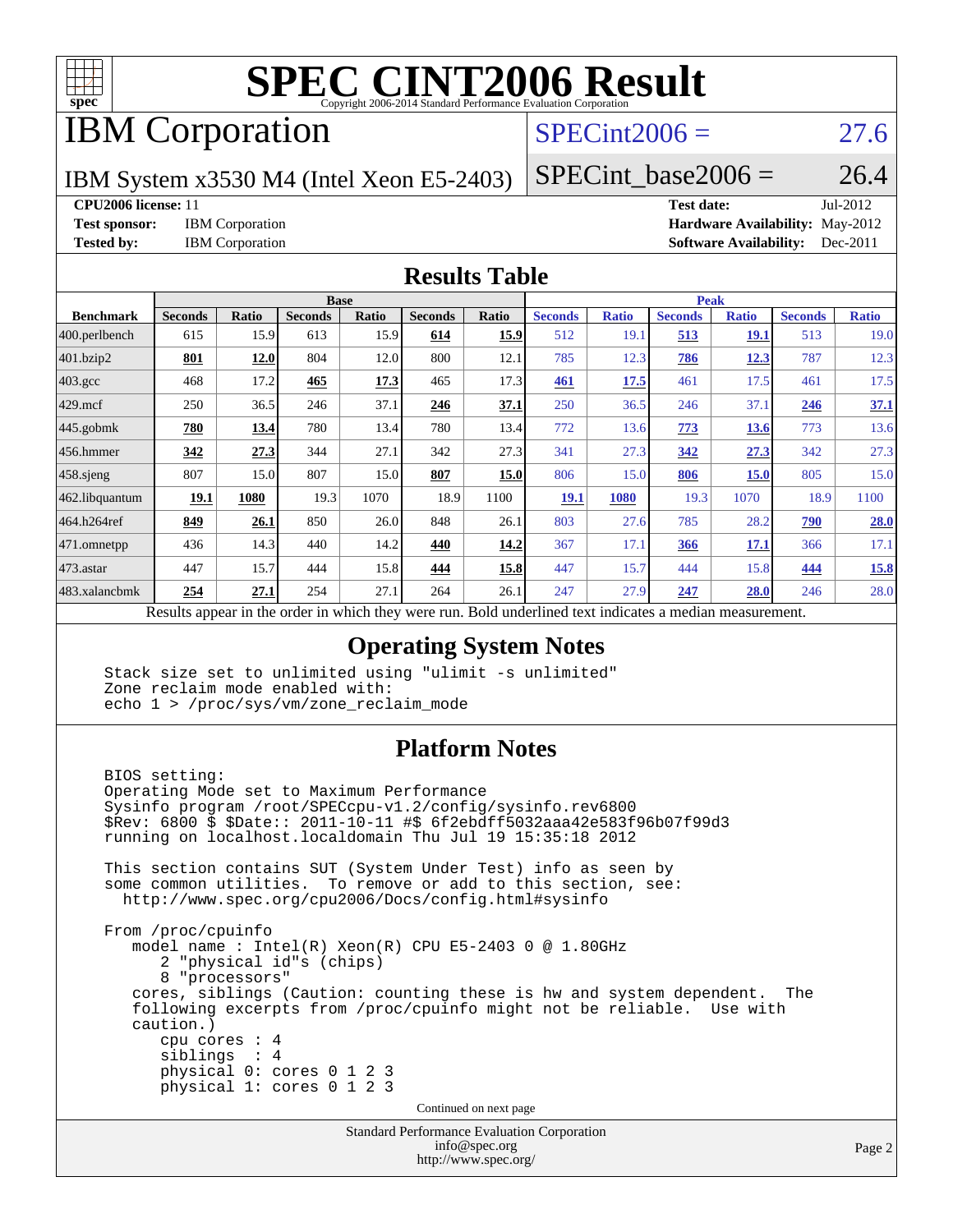# SPEC CINT2006 Result

Copyright 2006-2014 Standard Performance Evaluation Corporation

## IBM Corporation

IBM System x3530 M4 (Intel Xeon E5-2403)

SPECint2006 = 27.6

SPECint_base2006 = 26.4

**CPU2006 license:** 11
**Test sponsor:** IBM Corporation
**Tested by:** IBM Corporation

**Test date:** Jul-2012
**Hardware Availability:** May-2012
**Software Availability:** Dec-2011

## Results Table

| Benchmark | Base | | | | | | Peak | | | | | |
|---|---|---|---|---|---|---|---|---|---|---|---|---|
| | Seconds | Ratio | Seconds | Ratio | Seconds | Ratio | Seconds | Ratio | Seconds | Ratio | Seconds | Ratio |
| 400.perlbench | 615 | 15.9 | 613 | 15.9 | **614** | **15.9** | 512 | 19.1 | **513** | **19.1** | 513 | 19.0 |
| 401.bzip2 | **801** | **12.0** | 804 | 12.0 | 800 | 12.1 | 785 | 12.3 | **786** | **12.3** | 787 | 12.3 |
| 403.gcc | 468 | 17.2 | **465** | **17.3** | 465 | 17.3 | **461** | **17.5** | 461 | 17.5 | 461 | 17.5 |
| 429.mcf | 250 | 36.5 | 246 | 37.1 | **246** | **37.1** | 250 | 36.5 | 246 | 37.1 | **246** | **37.1** |
| 445.gobmk | **780** | **13.4** | 780 | 13.4 | 780 | 13.4 | 772 | 13.6 | **773** | **13.6** | 773 | 13.6 |
| 456.hmmer | **342** | **27.3** | 344 | 27.1 | 342 | 27.3 | 341 | 27.3 | **342** | **27.3** | 342 | 27.3 |
| 458.sjeng | 807 | 15.0 | 807 | 15.0 | **807** | **15.0** | 806 | 15.0 | **806** | **15.0** | 805 | 15.0 |
| 462.libquantum | **19.1** | **1080** | 19.3 | 1070 | 18.9 | 1100 | **19.1** | **1080** | 19.3 | 1070 | 18.9 | 1100 |
| 464.h264ref | **849** | **26.1** | 850 | 26.0 | 848 | 26.1 | 803 | 27.6 | 785 | 28.2 | **790** | **28.0** |
| 471.omnetpp | 436 | 14.3 | 440 | 14.2 | **440** | **14.2** | 367 | 17.1 | **366** | **17.1** | 366 | 17.1 |
| 473.astar | 447 | 15.7 | 444 | 15.8 | **444** | **15.8** | 447 | 15.7 | 444 | 15.8 | **444** | **15.8** |
| 483.xalancbmk | **254** | **27.1** | 254 | 27.1 | 264 | 26.1 | 247 | 27.9 | **247** | **28.0** | 246 | 28.0 |

Results appear in the order in which they were run. Bold underlined text indicates a median measurement.

## Operating System Notes

```
Stack size set to unlimited using "ulimit -s unlimited"
Zone reclaim mode enabled with:
echo 1 > /proc/sys/vm/zone_reclaim_mode
```

## Platform Notes

```
BIOS setting:
Operating Mode set to Maximum Performance
Sysinfo program /root/SPECcpu-v1.2/config/sysinfo.rev6800
$Rev: 6800 $ $Date:: 2011-10-11 #$ 6f2ebdff5032aaa42e583f96b07f99d3
running on localhost.localdomain Thu Jul 19 15:35:18 2012

This section contains SUT (System Under Test) info as seen by
some common utilities.  To remove or add to this section, see:
  http://www.spec.org/cpu2006/Docs/config.html#sysinfo

From /proc/cpuinfo
   model name : Intel(R) Xeon(R) CPU E5-2403 0 @ 1.80GHz
      2 "physical id"s (chips)
      8 "processors"
   cores, siblings (Caution: counting these is hw and system dependent.  The
   following excerpts from /proc/cpuinfo might not be reliable.  Use with
   caution.)
      cpu cores : 4
      siblings  : 4
      physical 0: cores 0 1 2 3
      physical 1: cores 0 1 2 3
```

Continued on next page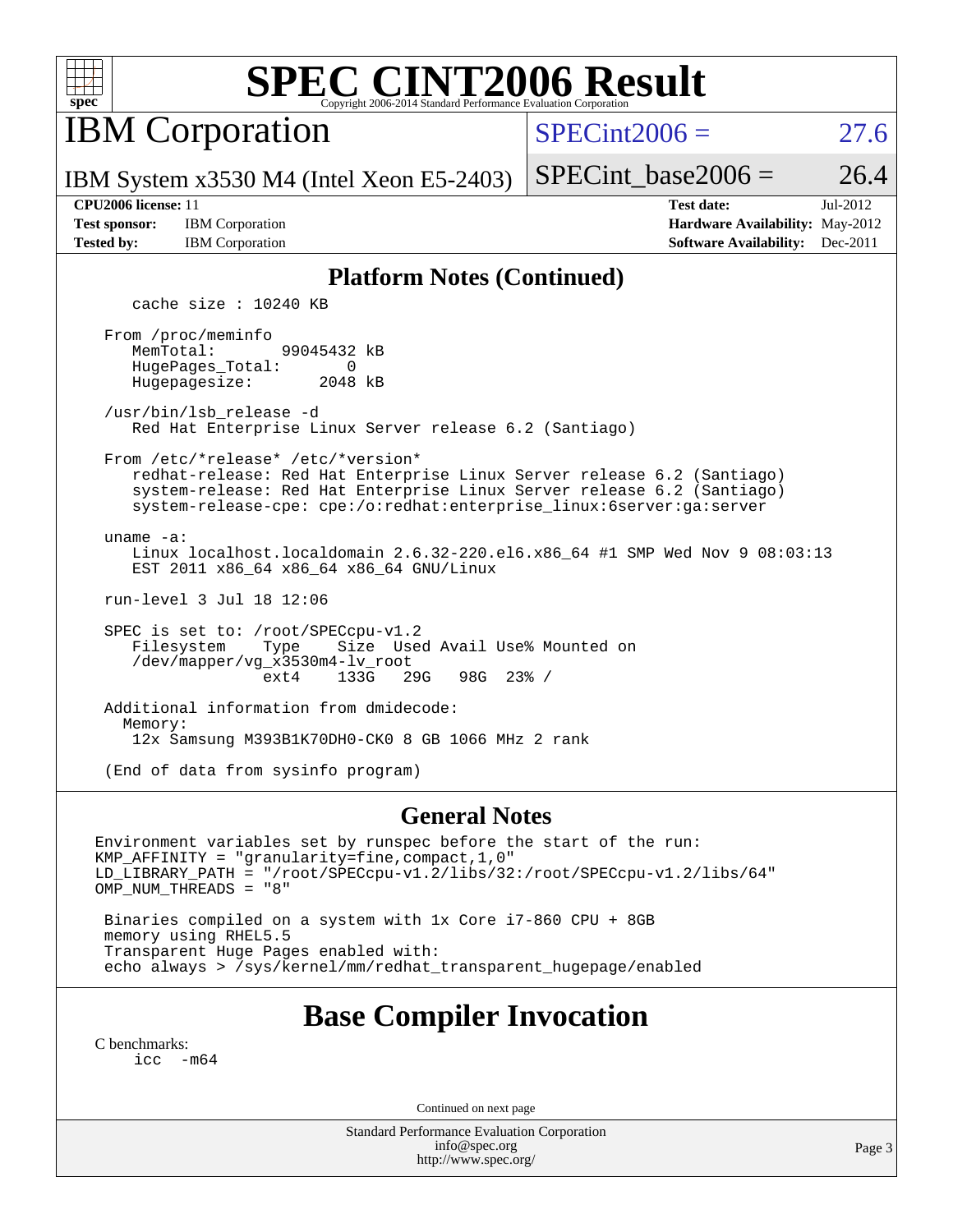## Platform Notes (Continued)

```
   cache size : 10240 KB

From /proc/meminfo
   MemTotal:       99045432 kB
   HugePages_Total:       0
   Hugepagesize:       2048 kB

/usr/bin/lsb_release -d
   Red Hat Enterprise Linux Server release 6.2 (Santiago)

From /etc/*release* /etc/*version*
   redhat-release: Red Hat Enterprise Linux Server release 6.2 (Santiago)
   system-release: Red Hat Enterprise Linux Server release 6.2 (Santiago)
   system-release-cpe: cpe:/o:redhat:enterprise_linux:6server:ga:server

uname -a:
   Linux localhost.localdomain 2.6.32-220.el6.x86_64 #1 SMP Wed Nov 9 08:03:13
   EST 2011 x86_64 x86_64 x86_64 GNU/Linux

run-level 3 Jul 18 12:06

SPEC is set to: /root/SPECcpu-v1.2
   Filesystem    Type    Size  Used Avail Use% Mounted on
   /dev/mapper/vg_x3530m4-lv_root
                 ext4    133G   29G   98G  23% /

Additional information from dmidecode:
  Memory:
   12x Samsung M393B1K70DH0-CK0 8 GB 1066 MHz 2 rank

(End of data from sysinfo program)
```

## General Notes

```
Environment variables set by runspec before the start of the run:
KMP_AFFINITY = "granularity=fine,compact,1,0"
LD_LIBRARY_PATH = "/root/SPECcpu-v1.2/libs/32:/root/SPECcpu-v1.2/libs/64"
OMP_NUM_THREADS = "8"

 Binaries compiled on a system with 1x Core i7-860 CPU + 8GB
 memory using RHEL5.5
 Transparent Huge Pages enabled with:
 echo always > /sys/kernel/mm/redhat_transparent_hugepage/enabled
```

## Base Compiler Invocation

C benchmarks:
```
icc  -m64
```

Continued on next page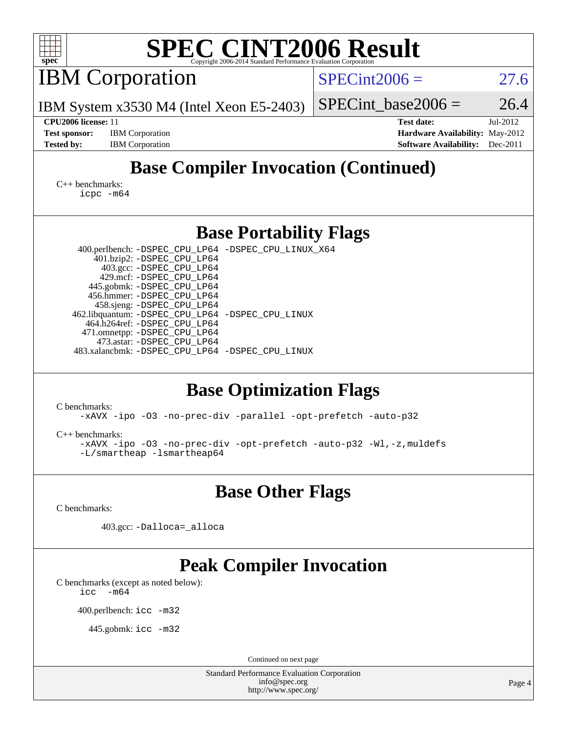# SPEC CINT2006 Result

## IBM Corporation

IBM System x3530 M4 (Intel Xeon E5-2403)

SPECint2006 = 27.6

SPECint_base2006 = 26.4

**CPU2006 license:** 11

**Test sponsor:** IBM Corporation

**Tested by:** IBM Corporation

**Test date:** Jul-2012

**Hardware Availability:** May-2012

**Software Availability:** Dec-2011

## Base Compiler Invocation (Continued)

C++ benchmarks:

icpc -m64

## Base Portability Flags

400.perlbench: -DSPEC_CPU_LP64 -DSPEC_CPU_LINUX_X64
401.bzip2: -DSPEC_CPU_LP64
403.gcc: -DSPEC_CPU_LP64
429.mcf: -DSPEC_CPU_LP64
445.gobmk: -DSPEC_CPU_LP64
456.hmmer: -DSPEC_CPU_LP64
458.sjeng: -DSPEC_CPU_LP64
462.libquantum: -DSPEC_CPU_LP64 -DSPEC_CPU_LINUX
464.h264ref: -DSPEC_CPU_LP64
471.omnetpp: -DSPEC_CPU_LP64
473.astar: -DSPEC_CPU_LP64
483.xalancbmk: -DSPEC_CPU_LP64 -DSPEC_CPU_LINUX

## Base Optimization Flags

C benchmarks:

-xAVX -ipo -O3 -no-prec-div -parallel -opt-prefetch -auto-p32

C++ benchmarks:

-xAVX -ipo -O3 -no-prec-div -opt-prefetch -auto-p32 -Wl,-z,muldefs
-L/smartheap -lsmartheap64

## Base Other Flags

C benchmarks:

403.gcc: -Dalloca=_alloca

## Peak Compiler Invocation

C benchmarks (except as noted below):

icc -m64

400.perlbench: icc -m32

445.gobmk: icc -m32

Continued on next page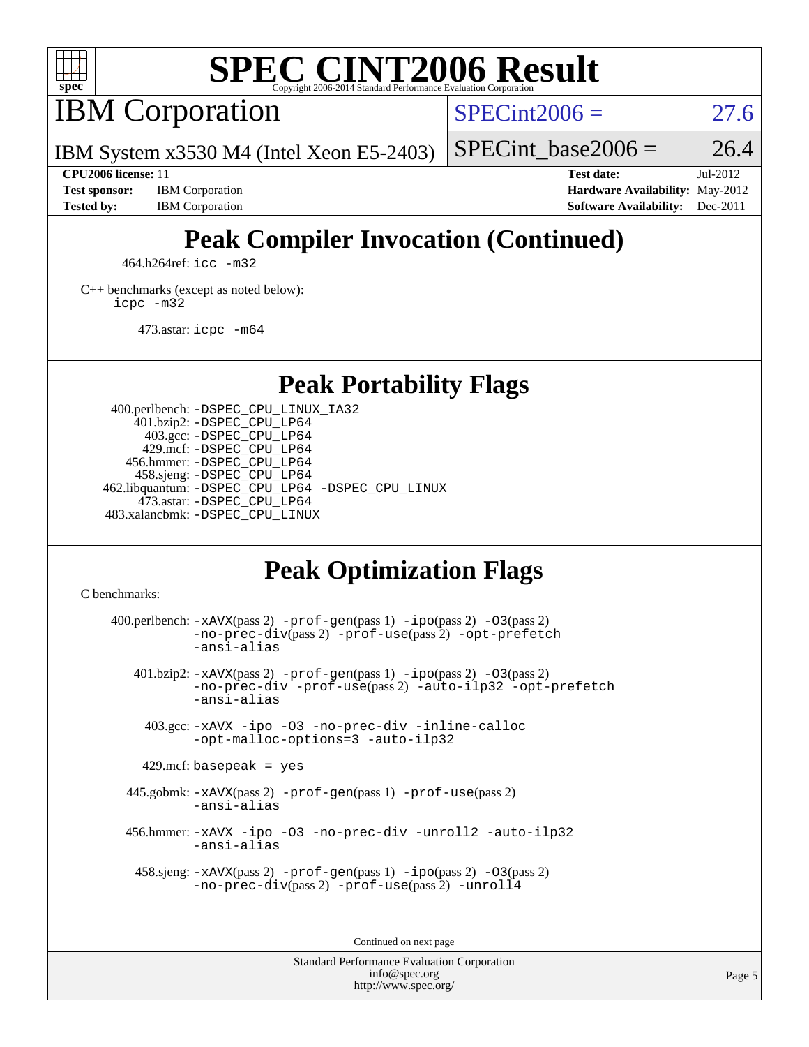# Peak Compiler Invocation (Continued)

464.h264ref: `icc -m32`

C++ benchmarks (except as noted below):
`icpc -m32`

473.astar: `icpc -m64`

# Peak Portability Flags

400.perlbench: `-DSPEC_CPU_LINUX_IA32`
401.bzip2: `-DSPEC_CPU_LP64`
403.gcc: `-DSPEC_CPU_LP64`
429.mcf: `-DSPEC_CPU_LP64`
456.hmmer: `-DSPEC_CPU_LP64`
458.sjeng: `-DSPEC_CPU_LP64`
462.libquantum: `-DSPEC_CPU_LP64 -DSPEC_CPU_LINUX`
473.astar: `-DSPEC_CPU_LP64`
483.xalancbmk: `-DSPEC_CPU_LINUX`

# Peak Optimization Flags

C benchmarks:

400.perlbench: `-xAVX`(pass 2) `-prof-gen`(pass 1) `-ipo`(pass 2) `-O3`(pass 2) `-no-prec-div`(pass 2) `-prof-use`(pass 2) `-opt-prefetch` `-ansi-alias`

401.bzip2: `-xAVX`(pass 2) `-prof-gen`(pass 1) `-ipo`(pass 2) `-O3`(pass 2) `-no-prec-div` `-prof-use`(pass 2) `-auto-ilp32` `-opt-prefetch` `-ansi-alias`

403.gcc: `-xAVX -ipo -O3 -no-prec-div -inline-calloc -opt-malloc-options=3 -auto-ilp32`

429.mcf: `basepeak = yes`

445.gobmk: `-xAVX`(pass 2) `-prof-gen`(pass 1) `-prof-use`(pass 2) `-ansi-alias`

456.hmmer: `-xAVX -ipo -O3 -no-prec-div -unroll2 -auto-ilp32 -ansi-alias`

458.sjeng: `-xAVX`(pass 2) `-prof-gen`(pass 1) `-ipo`(pass 2) `-O3`(pass 2) `-no-prec-div`(pass 2) `-prof-use`(pass 2) `-unroll4`

Continued on next page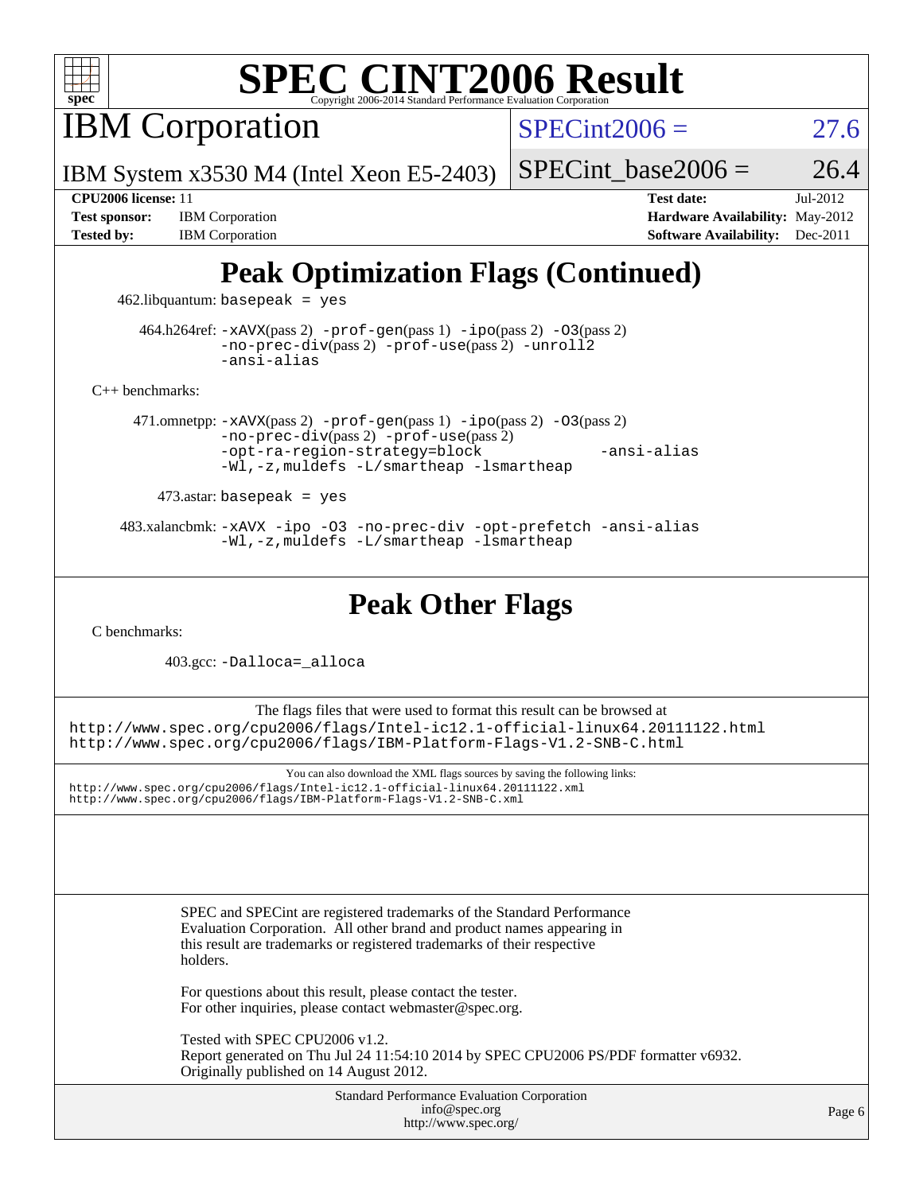# Peak Optimization Flags (Continued)

462.libquantum: basepeak = yes

464.h264ref: -xAVX(pass 2) -prof-gen(pass 1) -ipo(pass 2) -O3(pass 2) -no-prec-div(pass 2) -prof-use(pass 2) -unroll2 -ansi-alias

C++ benchmarks:

471.omnetpp: -xAVX(pass 2) -prof-gen(pass 1) -ipo(pass 2) -O3(pass 2) -no-prec-div(pass 2) -prof-use(pass 2) -opt-ra-region-strategy=block -ansi-alias -Wl,-z,muldefs -L/smartheap -lsmartheap

473.astar: basepeak = yes

483.xalancbmk: -xAVX -ipo -O3 -no-prec-div -opt-prefetch -ansi-alias -Wl,-z,muldefs -L/smartheap -lsmartheap

# Peak Other Flags

C benchmarks:

403.gcc: -Dalloca=_alloca

The flags files that were used to format this result can be browsed at
http://www.spec.org/cpu2006/flags/Intel-ic12.1-official-linux64.20111122.html
http://www.spec.org/cpu2006/flags/IBM-Platform-Flags-V1.2-SNB-C.html

You can also download the XML flags sources by saving the following links:
http://www.spec.org/cpu2006/flags/Intel-ic12.1-official-linux64.20111122.xml
http://www.spec.org/cpu2006/flags/IBM-Platform-Flags-V1.2-SNB-C.xml

SPEC and SPECint are registered trademarks of the Standard Performance Evaluation Corporation. All other brand and product names appearing in this result are trademarks or registered trademarks of their respective holders.

For questions about this result, please contact the tester.
For other inquiries, please contact webmaster@spec.org.

Tested with SPEC CPU2006 v1.2.
Report generated on Thu Jul 24 11:54:10 2014 by SPEC CPU2006 PS/PDF formatter v6932.
Originally published on 14 August 2012.